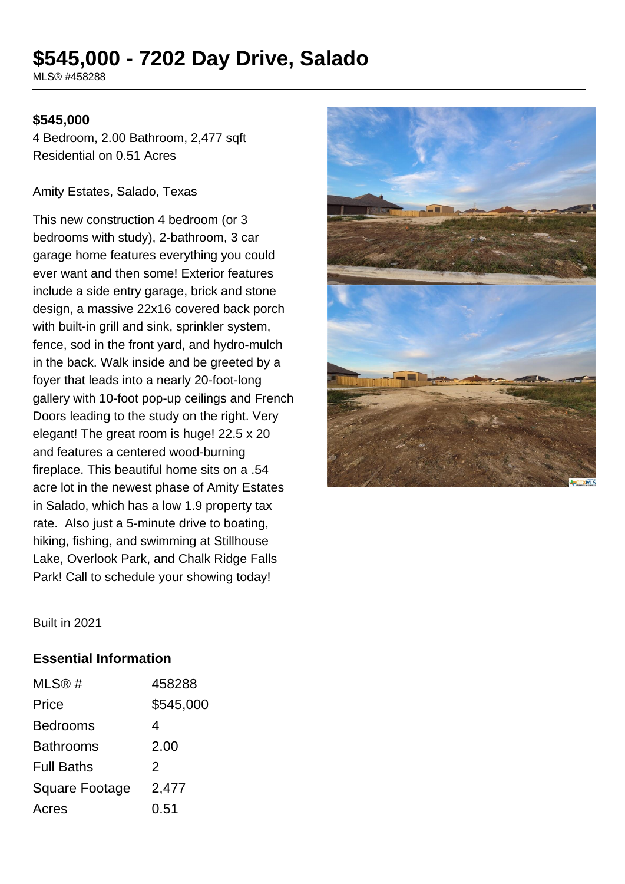# $545,000 - 7202 Day Drive, Salado

MLS® #458288

**$545,000**

4 Bedroom, 2.00 Bathroom, 2,477 sqft
Residential on 0.51 Acres

Amity Estates, Salado, Texas

This new construction 4 bedroom (or 3 bedrooms with study), 2-bathroom, 3 car garage home features everything you could ever want and then some! Exterior features include a side entry garage, brick and stone design, a massive 22x16 covered back porch with built-in grill and sink, sprinkler system, fence, sod in the front yard, and hydro-mulch in the back. Walk inside and be greeted by a foyer that leads into a nearly 20-foot-long gallery with 10-foot pop-up ceilings and French Doors leading to the study on the right. Very elegant! The great room is huge! 22.5 x 20 and features a centered wood-burning fireplace. This beautiful home sits on a .54 acre lot in the newest phase of Amity Estates in Salado, which has a low 1.9 property tax rate. Also just a 5-minute drive to boating, hiking, fishing, and swimming at Stillhouse Lake, Overlook Park, and Chalk Ridge Falls Park! Call to schedule your showing today!

Built in 2021

## Essential Information

| | |
|---|---|
| MLS® # | 458288 |
| Price | $545,000 |
| Bedrooms | 4 |
| Bathrooms | 2.00 |
| Full Baths | 2 |
| Square Footage | 2,477 |
| Acres | 0.51 |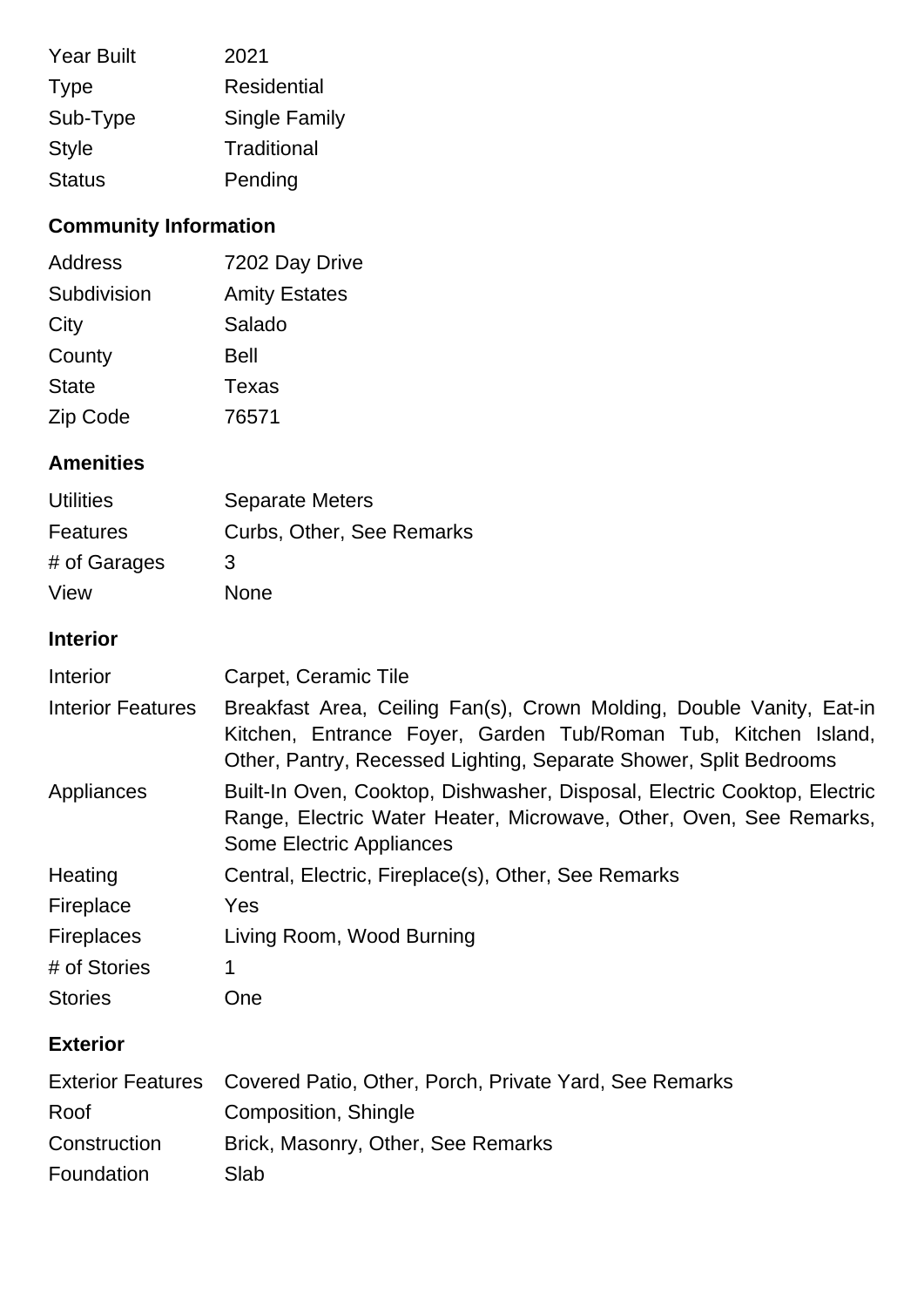| | |
|---|---|
| Year Built | 2021 |
| Type | Residential |
| Sub-Type | Single Family |
| Style | Traditional |
| Status | Pending |

## Community Information

| | |
|---|---|
| Address | 7202 Day Drive |
| Subdivision | Amity Estates |
| City | Salado |
| County | Bell |
| State | Texas |
| Zip Code | 76571 |

## Amenities

| | |
|---|---|
| Utilities | Separate Meters |
| Features | Curbs, Other, See Remarks |
| # of Garages | 3 |
| View | None |

## Interior

| | |
|---|---|
| Interior | Carpet, Ceramic Tile |
| Interior Features | Breakfast Area, Ceiling Fan(s), Crown Molding, Double Vanity, Eat-in Kitchen, Entrance Foyer, Garden Tub/Roman Tub, Kitchen Island, Other, Pantry, Recessed Lighting, Separate Shower, Split Bedrooms |
| Appliances | Built-In Oven, Cooktop, Dishwasher, Disposal, Electric Cooktop, Electric Range, Electric Water Heater, Microwave, Other, Oven, See Remarks, Some Electric Appliances |
| Heating | Central, Electric, Fireplace(s), Other, See Remarks |
| Fireplace | Yes |
| Fireplaces | Living Room, Wood Burning |
| # of Stories | 1 |
| Stories | One |

## Exterior

| | |
|---|---|
| Exterior Features | Covered Patio, Other, Porch, Private Yard, See Remarks |
| Roof | Composition, Shingle |
| Construction | Brick, Masonry, Other, See Remarks |
| Foundation | Slab |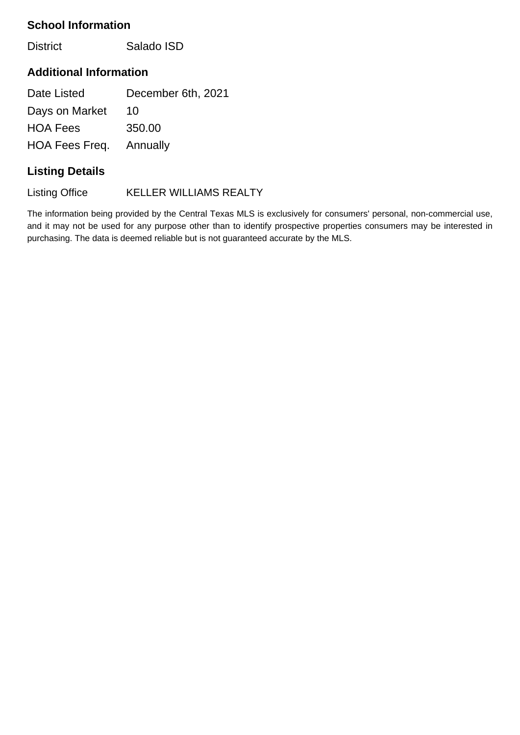## School Information

| | |
|---|---|
| District | Salado ISD |

## Additional Information

| | |
|---|---|
| Date Listed | December 6th, 2021 |
| Days on Market | 10 |
| HOA Fees | 350.00 |
| HOA Fees Freq. | Annually |

## Listing Details

| | |
|---|---|
| Listing Office | KELLER WILLIAMS REALTY |

The information being provided by the Central Texas MLS is exclusively for consumers' personal, non-commercial use, and it may not be used for any purpose other than to identify prospective properties consumers may be interested in purchasing. The data is deemed reliable but is not guaranteed accurate by the MLS.